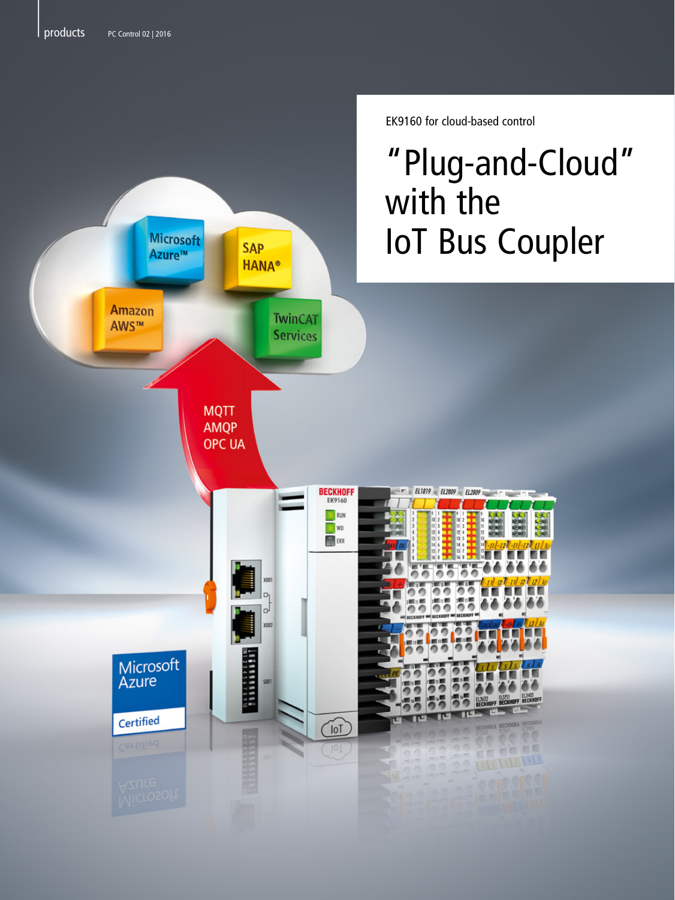EK9160 for cloud-based control

# "Plug-and-Cloud" with the IoT Bus Coupler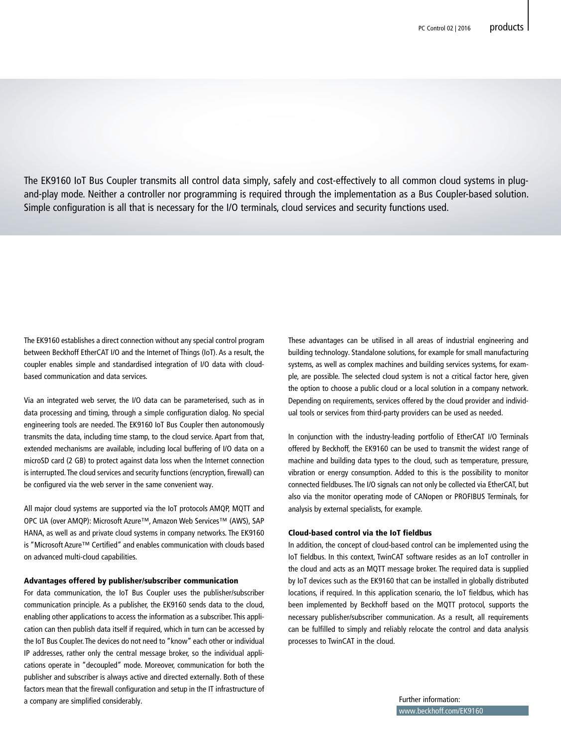The EK9160 IoT Bus Coupler transmits all control data simply, safely and cost-effectively to all common cloud systems in plug-and-play mode. Neither a controller nor programming is required through the implementation as a Bus Coupler-based solution. Simple configuration is all that is necessary for the I/O terminals, cloud services and security functions used.

The EK9160 establishes a direct connection without any special control program between Beckhoff EtherCAT I/O and the Internet of Things (IoT). As a result, the coupler enables simple and standardised integration of I/O data with cloud-based communication and data services.

Via an integrated web server, the I/O data can be parameterised, such as in data processing and timing, through a simple configuration dialog. No special engineering tools are needed. The EK9160 IoT Bus Coupler then autonomously transmits the data, including time stamp, to the cloud service. Apart from that, extended mechanisms are available, including local buffering of I/O data on a microSD card (2 GB) to protect against data loss when the Internet connection is interrupted. The cloud services and security functions (encryption, firewall) can be configured via the web server in the same convenient way.

All major cloud systems are supported via the IoT protocols AMQP, MQTT and OPC UA (over AMQP): Microsoft Azure™, Amazon Web Services™ (AWS), SAP HANA, as well as private cloud systems in company networks. The EK9160 is "Microsoft Azure™ Certified" and enables communication with clouds based on advanced multi-cloud capabilities.

### Advantages offered by publisher/subscriber communication

For data communication, the IoT Bus Coupler uses the publisher/subscriber communication principle. As a publisher, the EK9160 sends data to the cloud, enabling other applications to access the information as a subscriber. This application can then publish data itself if required, which in turn can be accessed by the IoT Bus Coupler. The devices do not need to "know" each other or individual IP addresses, rather only the central message broker, so the individual applications operate in "decoupled" mode. Moreover, communication for both the publisher and subscriber is always active and directed externally. Both of these factors mean that the firewall configuration and setup in the IT infrastructure of a company are simplified considerably.

These advantages can be utilised in all areas of industrial engineering and building technology. Standalone solutions, for example for small manufacturing systems, as well as complex machines and building services systems, for example, are possible. The selected cloud system is not a critical factor here, given the option to choose a public cloud or a local solution in a company network. Depending on requirements, services offered by the cloud provider and individual tools or services from third-party providers can be used as needed.

In conjunction with the industry-leading portfolio of EtherCAT I/O Terminals offered by Beckhoff, the EK9160 can be used to transmit the widest range of machine and building data types to the cloud, such as temperature, pressure, vibration or energy consumption. Added to this is the possibility to monitor connected fieldbuses. The I/O signals can not only be collected via EtherCAT, but also via the monitor operating mode of CANopen or PROFIBUS Terminals, for analysis by external specialists, for example.

### Cloud-based control via the IoT fieldbus

In addition, the concept of cloud-based control can be implemented using the IoT fieldbus. In this context, TwinCAT software resides as an IoT controller in the cloud and acts as an MQTT message broker. The required data is supplied by IoT devices such as the EK9160 that can be installed in globally distributed locations, if required. In this application scenario, the IoT fieldbus, which has been implemented by Beckhoff based on the MQTT protocol, supports the necessary publisher/subscriber communication. As a result, all requirements can be fulfilled to simply and reliably relocate the control and data analysis processes to TwinCAT in the cloud.

Further information:
www.beckhoff.com/EK9160